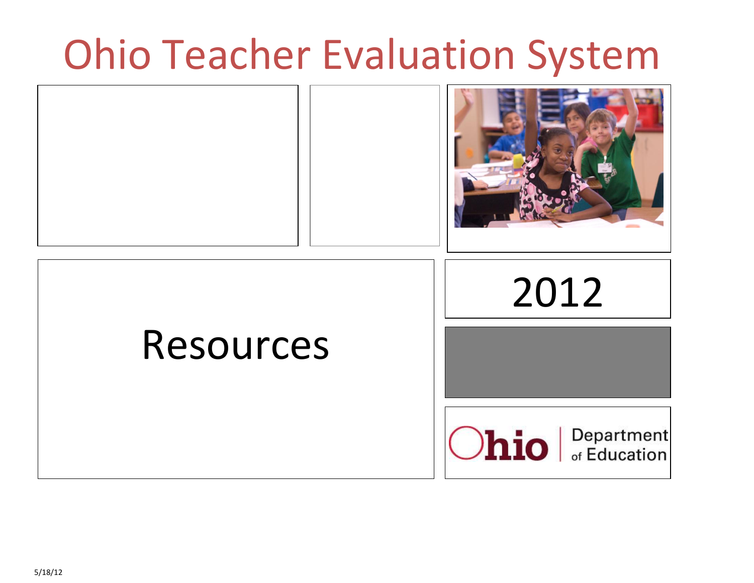# Ohio Teacher Evaluation System

## Resources

2012

Ohio | Department of Education

5/18/12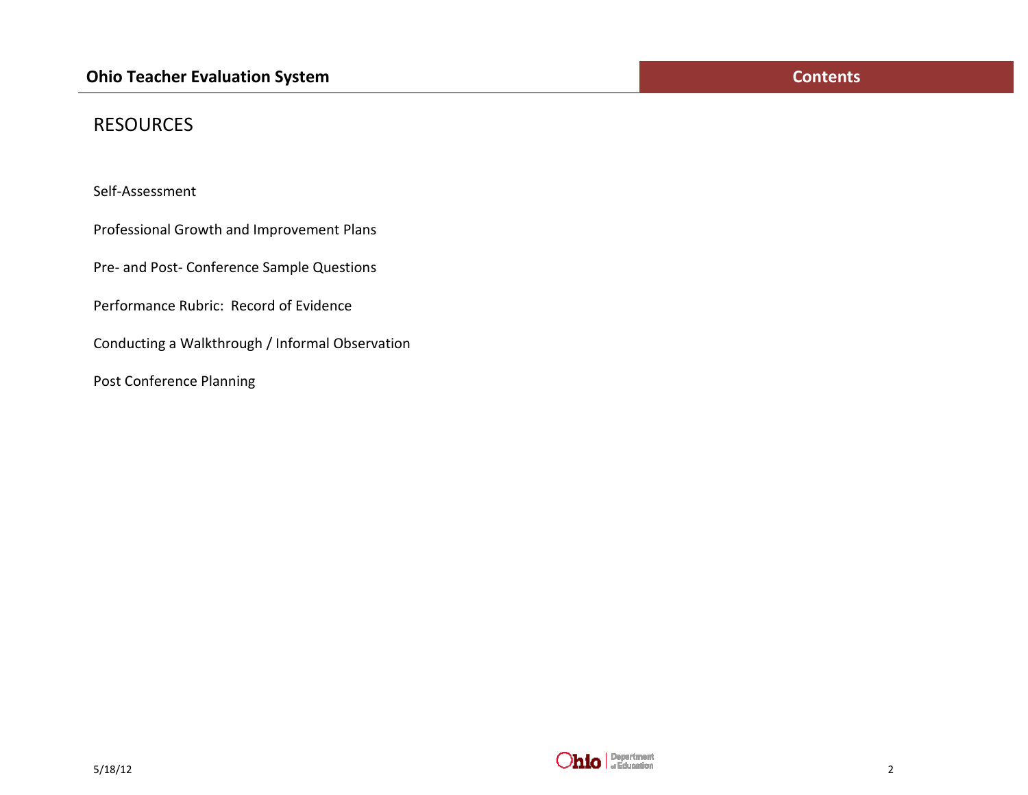## RESOURCES

Self-Assessment

Professional Growth and Improvement Plans

Pre- and Post- Conference Sample Questions

Performance Rubric: Record of Evidence

Conducting a Walkthrough / Informal Observation

Post Conference Planning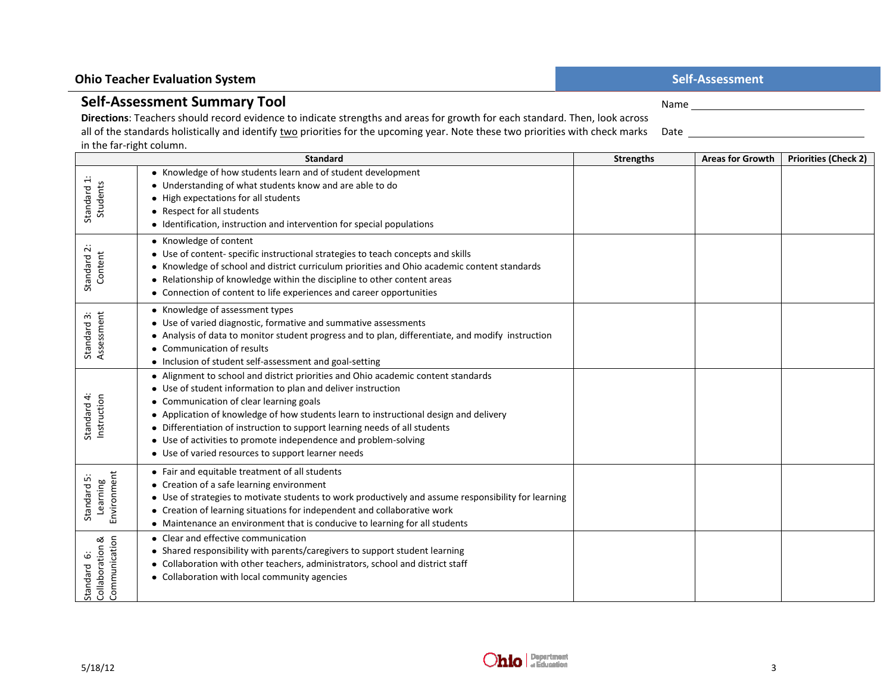Ohio Teacher Evaluation System

Self-Assessment

## Self-Assessment Summary Tool

Name ____________________

Date ____________________

**Directions**: Teachers should record evidence to indicate strengths and areas for growth for each standard. Then, look across all of the standards holistically and identify two priorities for the upcoming year. Note these two priorities with check marks in the far-right column.

| | Standard | Strengths | Areas for Growth | Priorities (Check 2) |
|---|---|---|---|---|
| Standard 1: Students | • Knowledge of how students learn and of student development<br>• Understanding of what students know and are able to do<br>• High expectations for all students<br>• Respect for all students<br>• Identification, instruction and intervention for special populations | | | |
| Standard 2: Content | • Knowledge of content<br>• Use of content- specific instructional strategies to teach concepts and skills<br>• Knowledge of school and district curriculum priorities and Ohio academic content standards<br>• Relationship of knowledge within the discipline to other content areas<br>• Connection of content to life experiences and career opportunities | | | |
| Standard 3: Assessment | • Knowledge of assessment types<br>• Use of varied diagnostic, formative and summative assessments<br>• Analysis of data to monitor student progress and to plan, differentiate, and modify instruction<br>• Communication of results<br>• Inclusion of student self-assessment and goal-setting | | | |
| Standard 4: Instruction | • Alignment to school and district priorities and Ohio academic content standards<br>• Use of student information to plan and deliver instruction<br>• Communication of clear learning goals<br>• Application of knowledge of how students learn to instructional design and delivery<br>• Differentiation of instruction to support learning needs of all students<br>• Use of activities to promote independence and problem-solving<br>• Use of varied resources to support learner needs | | | |
| Standard 5: Learning Environment | • Fair and equitable treatment of all students<br>• Creation of a safe learning environment<br>• Use of strategies to motivate students to work productively and assume responsibility for learning<br>• Creation of learning situations for independent and collaborative work<br>• Maintenance an environment that is conducive to learning for all students | | | |
| Standard 6: Collaboration & Communication | • Clear and effective communication<br>• Shared responsibility with parents/caregivers to support student learning<br>• Collaboration with other teachers, administrators, school and district staff<br>• Collaboration with local community agencies | | | |

5/18/12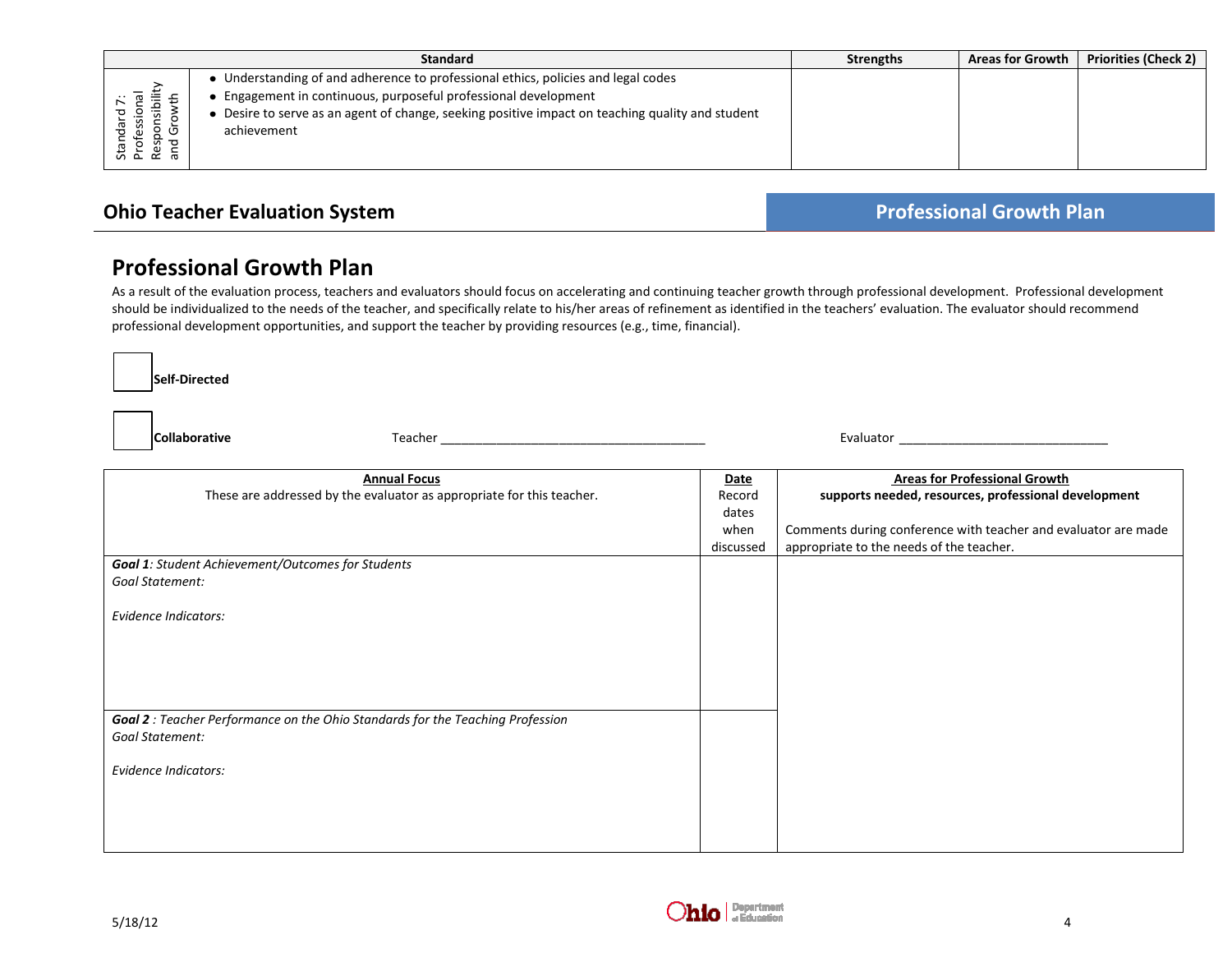| | Standard | Strengths | Areas for Growth | Priorities (Check 2) |
|---|---|---|---|---|
| Standard 7: Professional Responsibility and Growth | • Understanding of and adherence to professional ethics, policies and legal codes<br>• Engagement in continuous, purposeful professional development<br>• Desire to serve as an agent of change, seeking positive impact on teaching quality and student achievement | | | |

**Ohio Teacher Evaluation System** — **Professional Growth Plan**

# Professional Growth Plan

As a result of the evaluation process, teachers and evaluators should focus on accelerating and continuing teacher growth through professional development. Professional development should be individualized to the needs of the teacher, and specifically relate to his/her areas of refinement as identified in the teachers' evaluation. The evaluator should recommend professional development opportunities, and support the teacher by providing resources (e.g., time, financial).

☐ **Self-Directed**

☐ **Collaborative** Teacher ______________________________________ Evaluator ______________________________

| **Annual Focus**<br>These are addressed by the evaluator as appropriate for this teacher. | **Date**<br>Record dates when discussed | **Areas for Professional Growth**<br>**supports needed, resources, professional development**<br><br>Comments during conference with teacher and evaluator are made appropriate to the needs of the teacher. |
|---|---|---|
| ***Goal 1**: Student Achievement/Outcomes for Students*<br>*Goal Statement:*<br><br>*Evidence Indicators:* | | |
| ***Goal 2** : Teacher Performance on the Ohio Standards for the Teaching Profession*<br>*Goal Statement:*<br><br>*Evidence Indicators:* | | |

5/18/12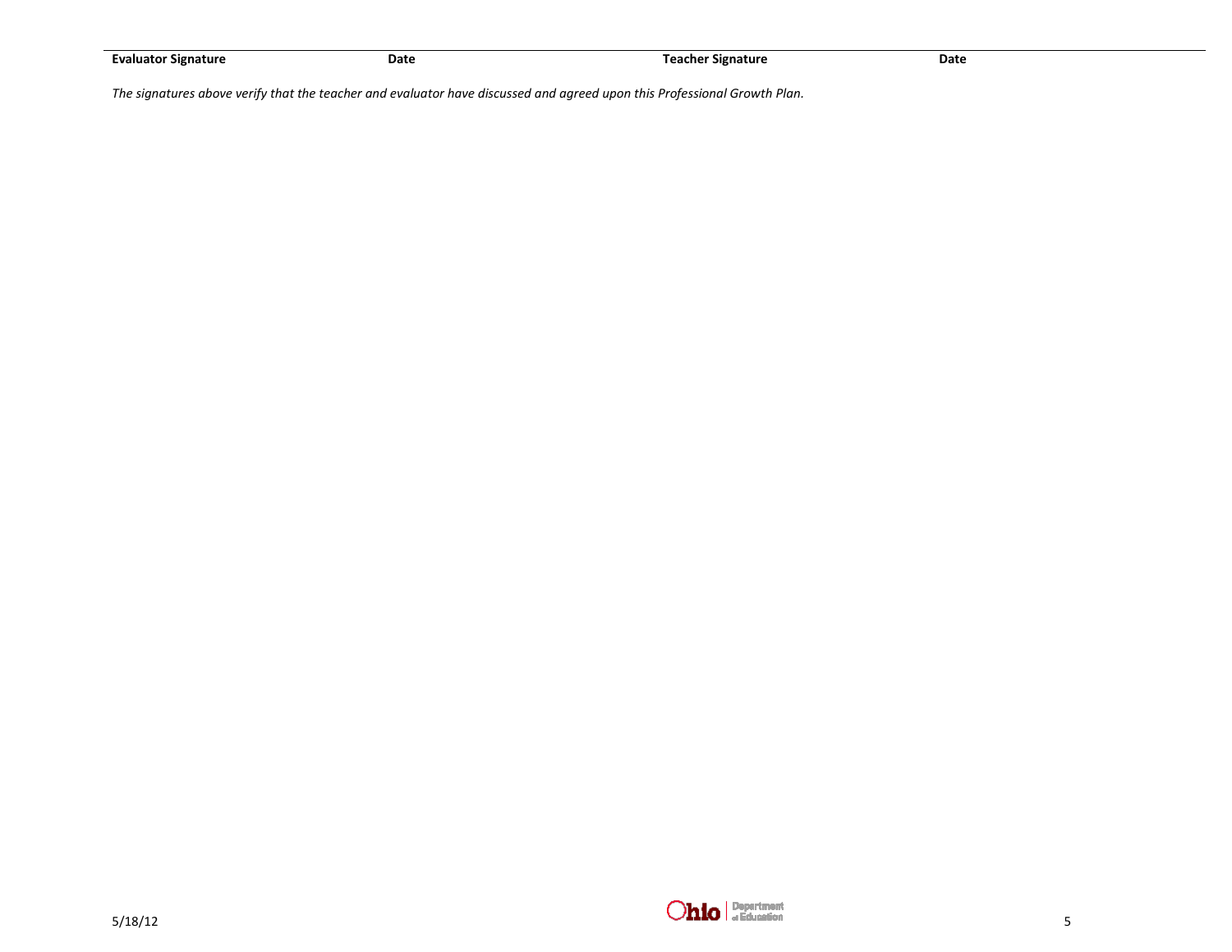| Evaluator Signature | Date | Teacher Signature | Date |
| --- | --- | --- | --- |

*The signatures above verify that the teacher and evaluator have discussed and agreed upon this Professional Growth Plan.*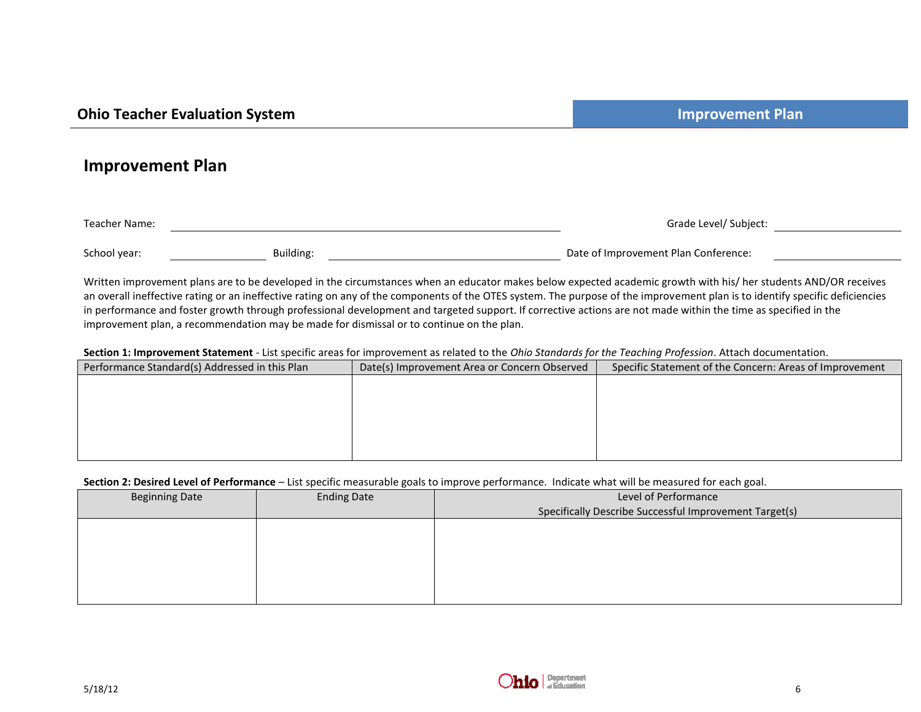## Improvement Plan

Teacher Name: ____________________ Grade Level/ Subject: ____________

School year: __________ Building: ____________________ Date of Improvement Plan Conference: ____________

Written improvement plans are to be developed in the circumstances when an educator makes below expected academic growth with his/ her students AND/OR receives an overall ineffective rating or an ineffective rating on any of the components of the OTES system. The purpose of the improvement plan is to identify specific deficiencies in performance and foster growth through professional development and targeted support. If corrective actions are not made within the time as specified in the improvement plan, a recommendation may be made for dismissal or to continue on the plan.

**Section 1: Improvement Statement** - List specific areas for improvement as related to the *Ohio Standards for the Teaching Profession*. Attach documentation.

| Performance Standard(s) Addressed in this Plan | Date(s) Improvement Area or Concern Observed | Specific Statement of the Concern: Areas of Improvement |
|---|---|---|
| | | |

**Section 2: Desired Level of Performance** – List specific measurable goals to improve performance. Indicate what will be measured for each goal.

| Beginning Date | Ending Date | Level of Performance<br>Specifically Describe Successful Improvement Target(s) |
|---|---|---|
| | | |

5/18/12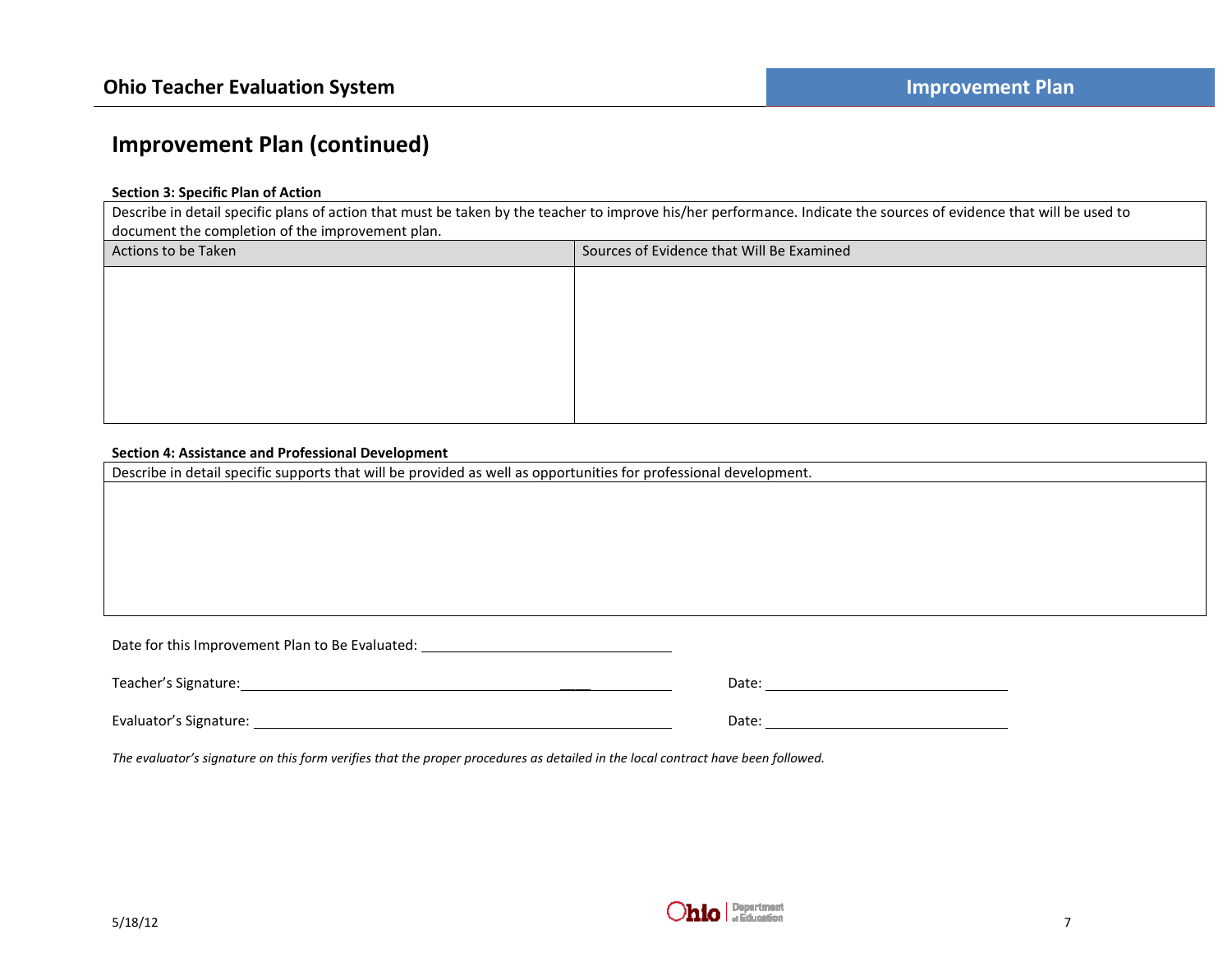## Improvement Plan (continued)

**Section 3: Specific Plan of Action**

Describe in detail specific plans of action that must be taken by the teacher to improve his/her performance. Indicate the sources of evidence that will be used to document the completion of the improvement plan.

| Actions to be Taken | Sources of Evidence that Will Be Examined |
|---|---|
| | |

**Section 4: Assistance and Professional Development**

| Describe in detail specific supports that will be provided as well as opportunities for professional development. |
|---|
| |

Date for this Improvement Plan to Be Evaluated: ______________________________

Teacher's Signature: ______________________________ Date: ______________________________

Evaluator's Signature: ______________________________ Date: ______________________________

*The evaluator's signature on this form verifies that the proper procedures as detailed in the local contract have been followed.*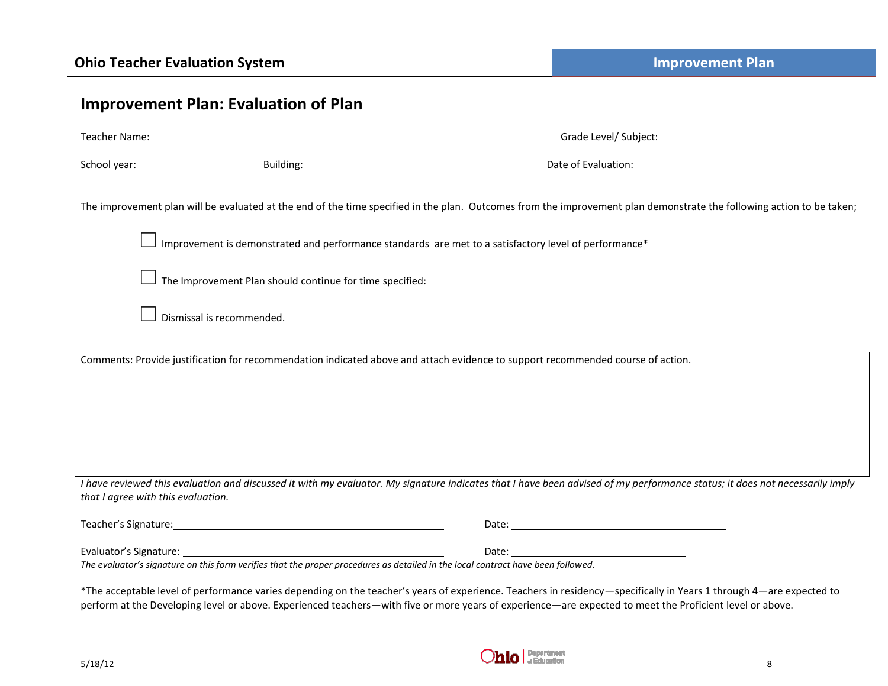# Improvement Plan: Evaluation of Plan

Teacher Name: ______________________ Grade Level/ Subject: ______________________

School year: __________ Building: ______________________ Date of Evaluation: ______________________

The improvement plan will be evaluated at the end of the time specified in the plan. Outcomes from the improvement plan demonstrate the following action to be taken;

- ☐ Improvement is demonstrated and performance standards are met to a satisfactory level of performance*
- ☐ The Improvement Plan should continue for time specified: ______________________
- ☐ Dismissal is recommended.

Comments: Provide justification for recommendation indicated above and attach evidence to support recommended course of action.

*I have reviewed this evaluation and discussed it with my evaluator. My signature indicates that I have been advised of my performance status; it does not necessarily imply that I agree with this evaluation.*

Teacher's Signature: ______________________ Date: ______________________

Evaluator's Signature: ______________________ Date: ______________________

*The evaluator's signature on this form verifies that the proper procedures as detailed in the local contract have been followed.*

*The acceptable level of performance varies depending on the teacher's years of experience. Teachers in residency—specifically in Years 1 through 4—are expected to perform at the Developing level or above. Experienced teachers—with five or more years of experience—are expected to meet the Proficient level or above.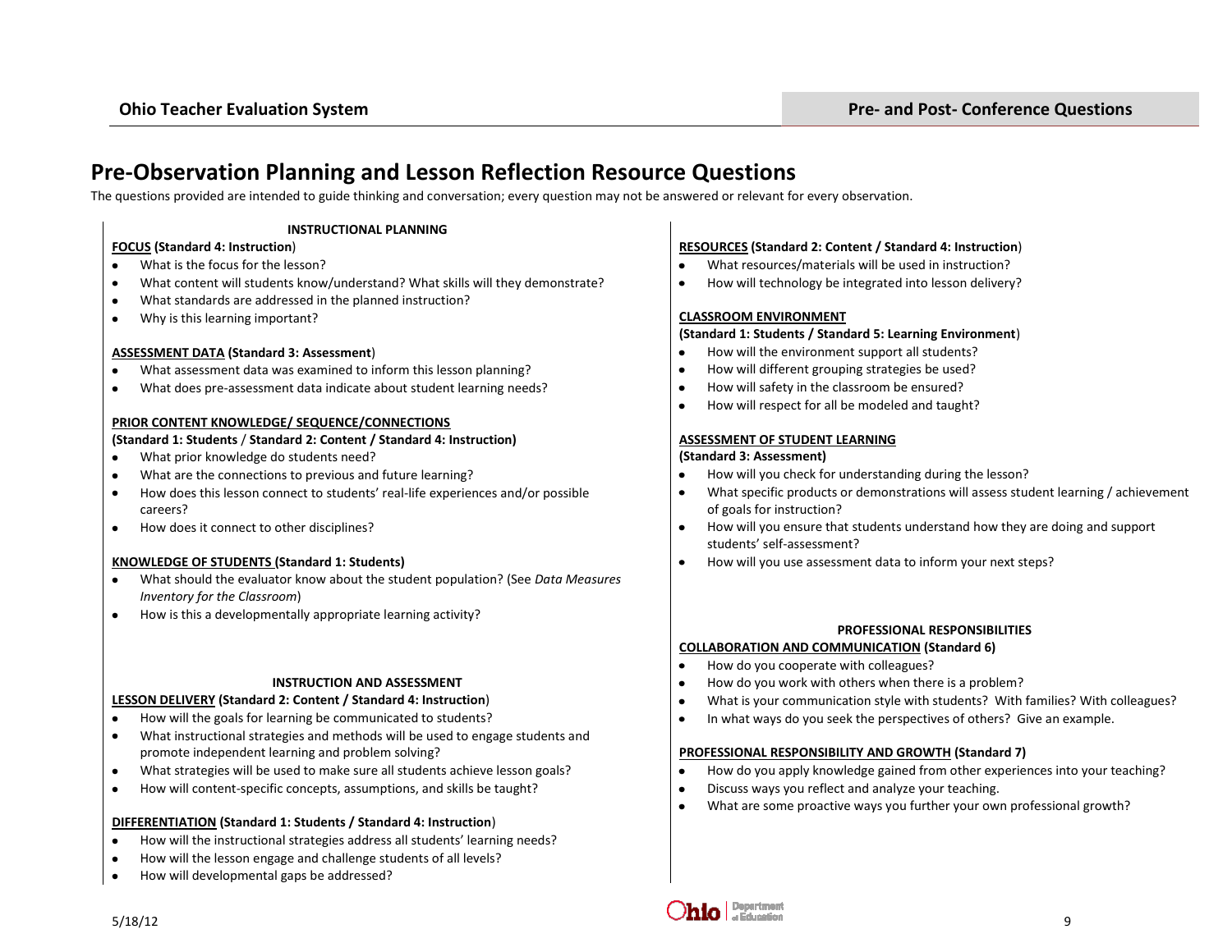# Pre-Observation Planning and Lesson Reflection Resource Questions

The questions provided are intended to guide thinking and conversation; every question may not be answered or relevant for every observation.

## INSTRUCTIONAL PLANNING

**FOCUS (Standard 4: Instruction)**

- What is the focus for the lesson?
- What content will students know/understand? What skills will they demonstrate?
- What standards are addressed in the planned instruction?
- Why is this learning important?

**ASSESSMENT DATA (Standard 3: Assessment)**

- What assessment data was examined to inform this lesson planning?
- What does pre-assessment data indicate about student learning needs?

**PRIOR CONTENT KNOWLEDGE/ SEQUENCE/CONNECTIONS**
**(Standard 1: Students / Standard 2: Content / Standard 4: Instruction)**

- What prior knowledge do students need?
- What are the connections to previous and future learning?
- How does this lesson connect to students' real-life experiences and/or possible careers?
- How does it connect to other disciplines?

**KNOWLEDGE OF STUDENTS (Standard 1: Students)**

- What should the evaluator know about the student population? (See *Data Measures Inventory for the Classroom*)
- How is this a developmentally appropriate learning activity?

## INSTRUCTION AND ASSESSMENT

**LESSON DELIVERY (Standard 2: Content / Standard 4: Instruction)**

- How will the goals for learning be communicated to students?
- What instructional strategies and methods will be used to engage students and promote independent learning and problem solving?
- What strategies will be used to make sure all students achieve lesson goals?
- How will content-specific concepts, assumptions, and skills be taught?

**DIFFERENTIATION (Standard 1: Students / Standard 4: Instruction)**

- How will the instructional strategies address all students' learning needs?
- How will the lesson engage and challenge students of all levels?
- How will developmental gaps be addressed?

**RESOURCES (Standard 2: Content / Standard 4: Instruction)**

- What resources/materials will be used in instruction?
- How will technology be integrated into lesson delivery?

**CLASSROOM ENVIRONMENT**
**(Standard 1: Students / Standard 5: Learning Environment)**

- How will the environment support all students?
- How will different grouping strategies be used?
- How will safety in the classroom be ensured?
- How will respect for all be modeled and taught?

**ASSESSMENT OF STUDENT LEARNING**
**(Standard 3: Assessment)**

- How will you check for understanding during the lesson?
- What specific products or demonstrations will assess student learning / achievement of goals for instruction?
- How will you ensure that students understand how they are doing and support students' self-assessment?
- How will you use assessment data to inform your next steps?

## PROFESSIONAL RESPONSIBILITIES

**COLLABORATION AND COMMUNICATION (Standard 6)**

- How do you cooperate with colleagues?
- How do you work with others when there is a problem?
- What is your communication style with students? With families? With colleagues?
- In what ways do you seek the perspectives of others? Give an example.

**PROFESSIONAL RESPONSIBILITY AND GROWTH (Standard 7)**

- How do you apply knowledge gained from other experiences into your teaching?
- Discuss ways you reflect and analyze your teaching.
- What are some proactive ways you further your own professional growth?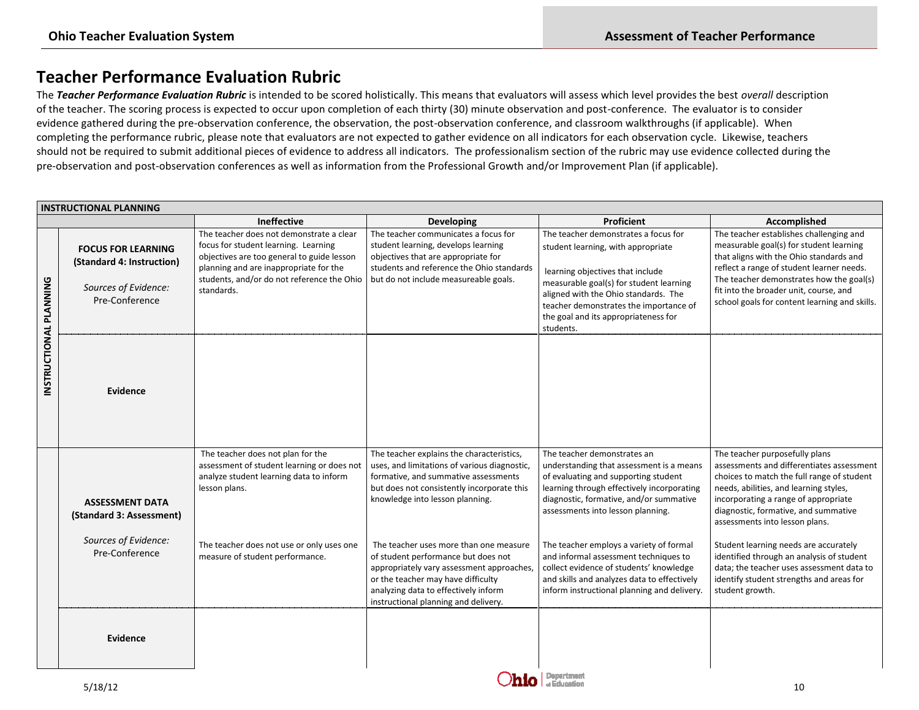# Teacher Performance Evaluation Rubric

The ***Teacher Performance Evaluation Rubric*** is intended to be scored holistically. This means that evaluators will assess which level provides the best *overall* description of the teacher. The scoring process is expected to occur upon completion of each thirty (30) minute observation and post-conference. The evaluator is to consider evidence gathered during the pre-observation conference, the observation, the post-observation conference, and classroom walkthroughs (if applicable). When completing the performance rubric, please note that evaluators are not expected to gather evidence on all indicators for each observation cycle. Likewise, teachers should not be required to submit additional pieces of evidence to address all indicators. The professionalism section of the rubric may use evidence collected during the pre-observation and post-observation conferences as well as information from the Professional Growth and/or Improvement Plan (if applicable).

| **INSTRUCTIONAL PLANNING** | | | | | |
|---|---|---|---|---|---|
| | | **Ineffective** | **Developing** | **Proficient** | **Accomplished** |
| **INSTRUCTIONAL PLANNING** | **FOCUS FOR LEARNING (Standard 4: Instruction)**<br><br>*Sources of Evidence:* Pre-Conference | The teacher does not demonstrate a clear focus for student learning. Learning objectives are too general to guide lesson planning and are inappropriate for the students, and/or do not reference the Ohio standards. | The teacher communicates a focus for student learning, develops learning objectives that are appropriate for students and reference the Ohio standards but do not include measureable goals. | The teacher demonstrates a focus for student learning, with appropriate learning objectives that include measurable goal(s) for student learning aligned with the Ohio standards. The teacher demonstrates the importance of the goal and its appropriateness for students. | The teacher establishes challenging and measurable goal(s) for student learning that aligns with the Ohio standards and reflect a range of student learner needs. The teacher demonstrates how the goal(s) fit into the broader unit, course, and school goals for content learning and skills. |
| | **Evidence** | | | | |
| | **ASSESSMENT DATA (Standard 3: Assessment)**<br><br>*Sources of Evidence:* Pre-Conference | The teacher does not plan for the assessment of student learning or does not analyze student learning data to inform lesson plans.<br><br>The teacher does not use or only uses one measure of student performance. | The teacher explains the characteristics, uses, and limitations of various diagnostic, formative, and summative assessments but does not consistently incorporate this knowledge into lesson planning.<br><br>The teacher uses more than one measure of student performance but does not appropriately vary assessment approaches, or the teacher may have difficulty analyzing data to effectively inform instructional planning and delivery. | The teacher demonstrates an understanding that assessment is a means of evaluating and supporting student learning through effectively incorporating diagnostic, formative, and/or summative assessments into lesson planning.<br><br>The teacher employs a variety of formal and informal assessment techniques to collect evidence of students' knowledge and skills and analyzes data to effectively inform instructional planning and delivery. | The teacher purposefully plans assessments and differentiates assessment choices to match the full range of student needs, abilities, and learning styles, incorporating a range of appropriate diagnostic, formative, and summative assessments into lesson plans.<br><br>Student learning needs are accurately identified through an analysis of student data; the teacher uses assessment data to identify student strengths and areas for student growth. |
| | **Evidence** | | | | |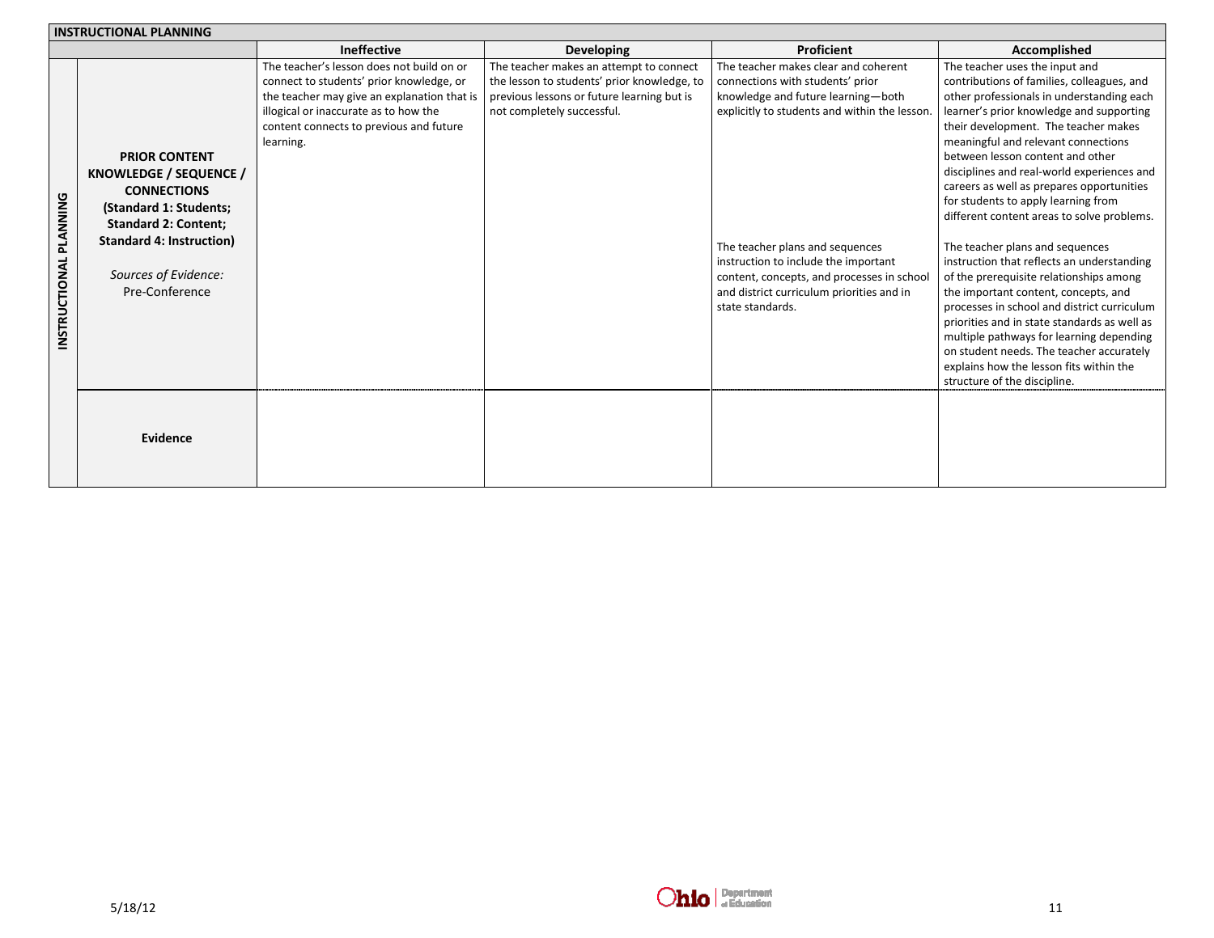| INSTRUCTIONAL PLANNING | | | | | |
|---|---|---|---|---|---|
| | | **Ineffective** | **Developing** | **Proficient** | **Accomplished** |
| **INSTRUCTIONAL PLANNING** | **PRIOR CONTENT KNOWLEDGE / SEQUENCE / CONNECTIONS (Standard 1: Students; Standard 2: Content; Standard 4: Instruction)**<br><br>*Sources of Evidence:* Pre-Conference | The teacher's lesson does not build on or connect to students' prior knowledge, or the teacher may give an explanation that is illogical or inaccurate as to how the content connects to previous and future learning. | The teacher makes an attempt to connect the lesson to students' prior knowledge, to previous lessons or future learning but is not completely successful. | The teacher makes clear and coherent connections with students' prior knowledge and future learning—both explicitly to students and within the lesson.<br><br>The teacher plans and sequences instruction to include the important content, concepts, and processes in school and district curriculum priorities and in state standards. | The teacher uses the input and contributions of families, colleagues, and other professionals in understanding each learner's prior knowledge and supporting their development. The teacher makes meaningful and relevant connections between lesson content and other disciplines and real-world experiences and careers as well as prepares opportunities for students to apply learning from different content areas to solve problems.<br><br>The teacher plans and sequences instruction that reflects an understanding of the prerequisite relationships among the important content, concepts, and processes in school and district curriculum priorities and in state standards as well as multiple pathways for learning depending on student needs. The teacher accurately explains how the lesson fits within the structure of the discipline. |
| | **Evidence** | | | | |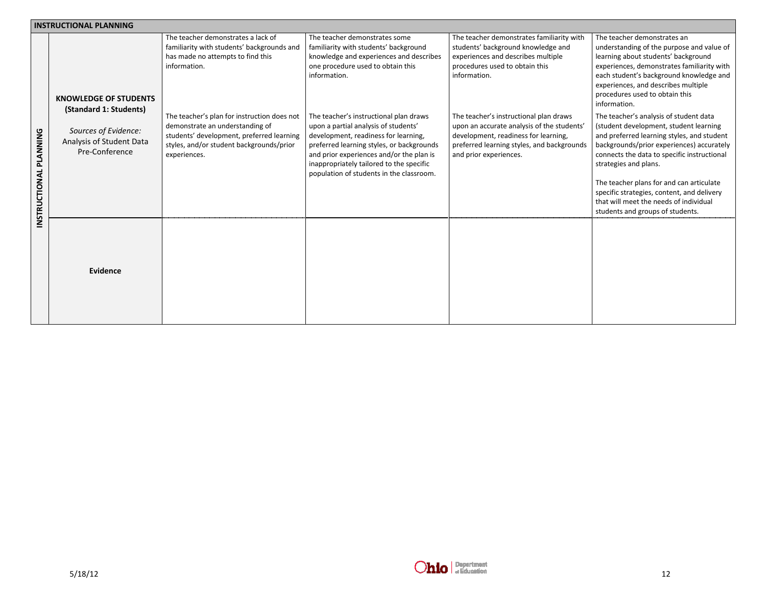## INSTRUCTIONAL PLANNING

| INSTRUCTIONAL PLANNING | | | | | |
|---|---|---|---|---|---|
| | **KNOWLEDGE OF STUDENTS (Standard 1: Students)**<br><br>*Sources of Evidence:*<br>Analysis of Student Data<br>Pre-Conference | The teacher demonstrates a lack of familiarity with students' backgrounds and has made no attempts to find this information.<br><br>The teacher's plan for instruction does not demonstrate an understanding of students' development, preferred learning styles, and/or student backgrounds/prior experiences. | The teacher demonstrates some familiarity with students' background knowledge and experiences and describes one procedure used to obtain this information.<br><br>The teacher's instructional plan draws upon a partial analysis of students' development, readiness for learning, preferred learning styles, or backgrounds and prior experiences and/or the plan is inappropriately tailored to the specific population of students in the classroom. | The teacher demonstrates familiarity with students' background knowledge and experiences and describes multiple procedures used to obtain this information.<br><br>The teacher's instructional plan draws upon an accurate analysis of the students' development, readiness for learning, preferred learning styles, and backgrounds and prior experiences. | The teacher demonstrates an understanding of the purpose and value of learning about students' background experiences, demonstrates familiarity with each student's background knowledge and experiences, and describes multiple procedures used to obtain this information.<br><br>The teacher's analysis of student data (student development, student learning and preferred learning styles, and student backgrounds/prior experiences) accurately connects the data to specific instructional strategies and plans.<br><br>The teacher plans for and can articulate specific strategies, content, and delivery that will meet the needs of individual students and groups of students. |
| | **Evidence** | | | | |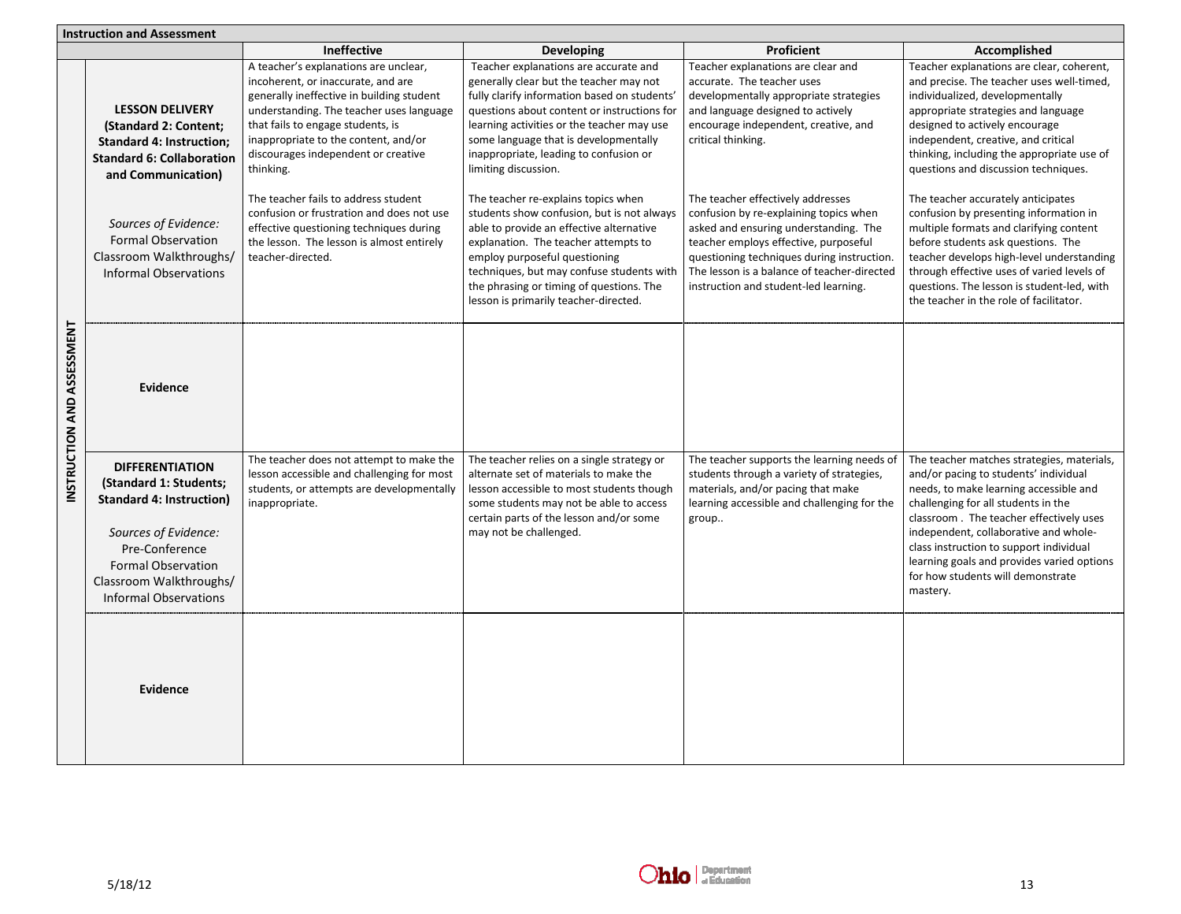| Instruction and Assessment | | | | | |
|---|---|---|---|---|---|
| | | **Ineffective** | **Developing** | **Proficient** | **Accomplished** |
| **INSTRUCTION AND ASSESSMENT** | **LESSON DELIVERY (Standard 2: Content; Standard 4: Instruction; Standard 6: Collaboration and Communication)**<br><br>*Sources of Evidence:*<br>Formal Observation<br>Classroom Walkthroughs/ Informal Observations | A teacher's explanations are unclear, incoherent, or inaccurate, and are generally ineffective in building student understanding. The teacher uses language that fails to engage students, is inappropriate to the content, and/or discourages independent or creative thinking.<br><br>The teacher fails to address student confusion or frustration and does not use effective questioning techniques during the lesson. The lesson is almost entirely teacher-directed. | Teacher explanations are accurate and generally clear but the teacher may not fully clarify information based on students' questions about content or instructions for learning activities or the teacher may use some language that is developmentally inappropriate, leading to confusion or limiting discussion.<br><br>The teacher re-explains topics when students show confusion, but is not always able to provide an effective alternative explanation. The teacher attempts to employ purposeful questioning techniques, but may confuse students with the phrasing or timing of questions. The lesson is primarily teacher-directed. | Teacher explanations are clear and accurate. The teacher uses developmentally appropriate strategies and language designed to actively encourage independent, creative, and critical thinking.<br><br>The teacher effectively addresses confusion by re-explaining topics when asked and ensuring understanding. The teacher employs effective, purposeful questioning techniques during instruction. The lesson is a balance of teacher-directed instruction and student-led learning. | Teacher explanations are clear, coherent, and precise. The teacher uses well-timed, individualized, developmentally appropriate strategies and language designed to actively encourage independent, creative, and critical thinking, including the appropriate use of questions and discussion techniques.<br><br>The teacher accurately anticipates confusion by presenting information in multiple formats and clarifying content before students ask questions. The teacher develops high-level understanding through effective uses of varied levels of questions. The lesson is student-led, with the teacher in the role of facilitator. |
| | **Evidence** | | | | |
| | **DIFFERENTIATION (Standard 1: Students; Standard 4: Instruction)**<br><br>*Sources of Evidence:*<br>Pre-Conference<br>Formal Observation<br>Classroom Walkthroughs/ Informal Observations | The teacher does not attempt to make the lesson accessible and challenging for most students, or attempts are developmentally inappropriate. | The teacher relies on a single strategy or alternate set of materials to make the lesson accessible to most students though some students may not be able to access certain parts of the lesson and/or some may not be challenged. | The teacher supports the learning needs of students through a variety of strategies, materials, and/or pacing that make learning accessible and challenging for the group.. | The teacher matches strategies, materials, and/or pacing to students' individual needs, to make learning accessible and challenging for all students in the classroom . The teacher effectively uses independent, collaborative and whole-class instruction to support individual learning goals and provides varied options for how students will demonstrate mastery. |
| | **Evidence** | | | | |

5/18/12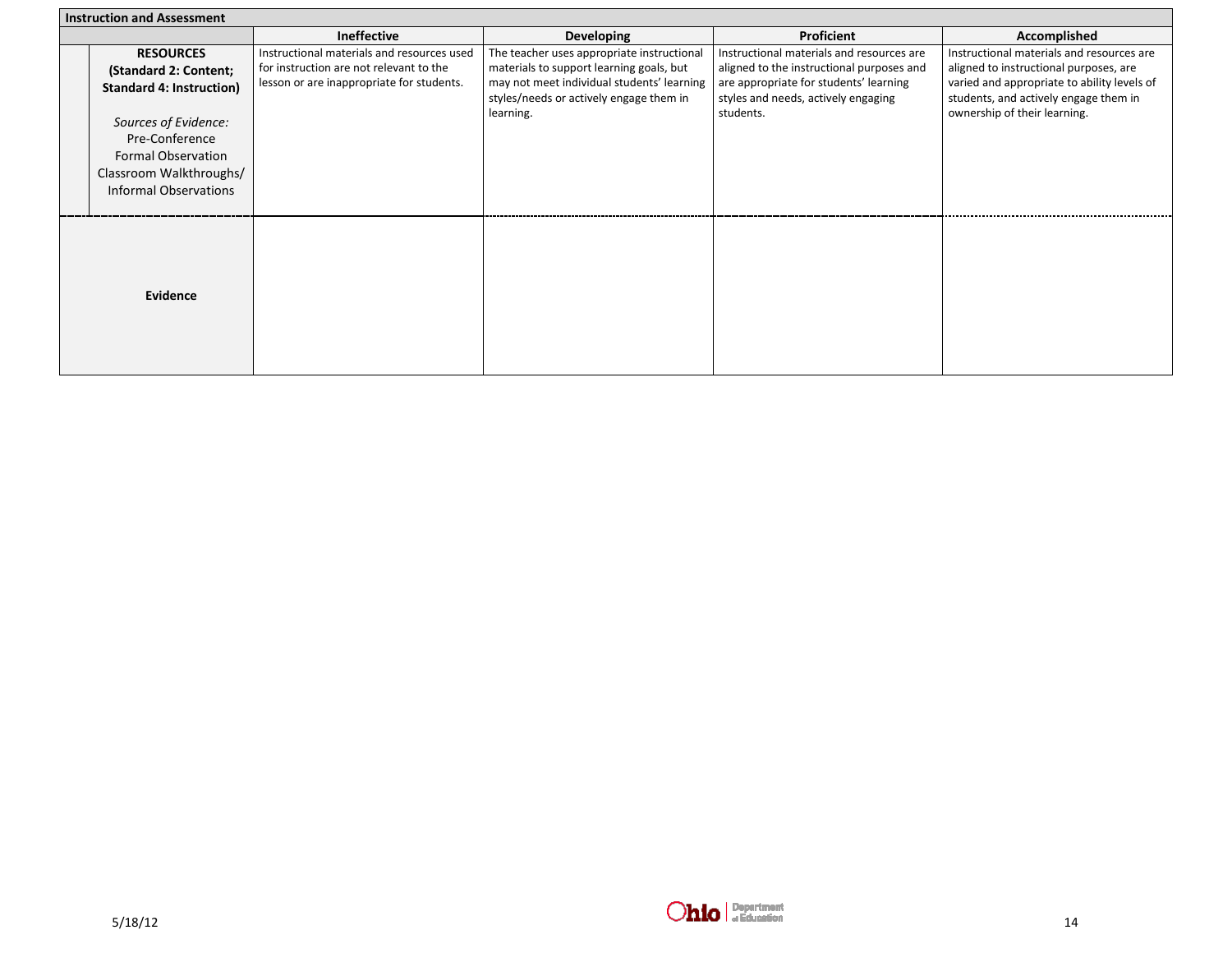| Instruction and Assessment | | | | |
|---|---|---|---|---|
| | **Ineffective** | **Developing** | **Proficient** | **Accomplished** |
| **RESOURCES (Standard 2: Content; Standard 4: Instruction)**<br><br>*Sources of Evidence:*<br>Pre-Conference<br>Formal Observation<br>Classroom Walkthroughs/ Informal Observations | Instructional materials and resources used for instruction are not relevant to the lesson or are inappropriate for students. | The teacher uses appropriate instructional materials to support learning goals, but may not meet individual students' learning styles/needs or actively engage them in learning. | Instructional materials and resources are aligned to the instructional purposes and are appropriate for students' learning styles and needs, actively engaging students. | Instructional materials and resources are aligned to instructional purposes, are varied and appropriate to ability levels of students, and actively engage them in ownership of their learning. |
| **Evidence** | | | | |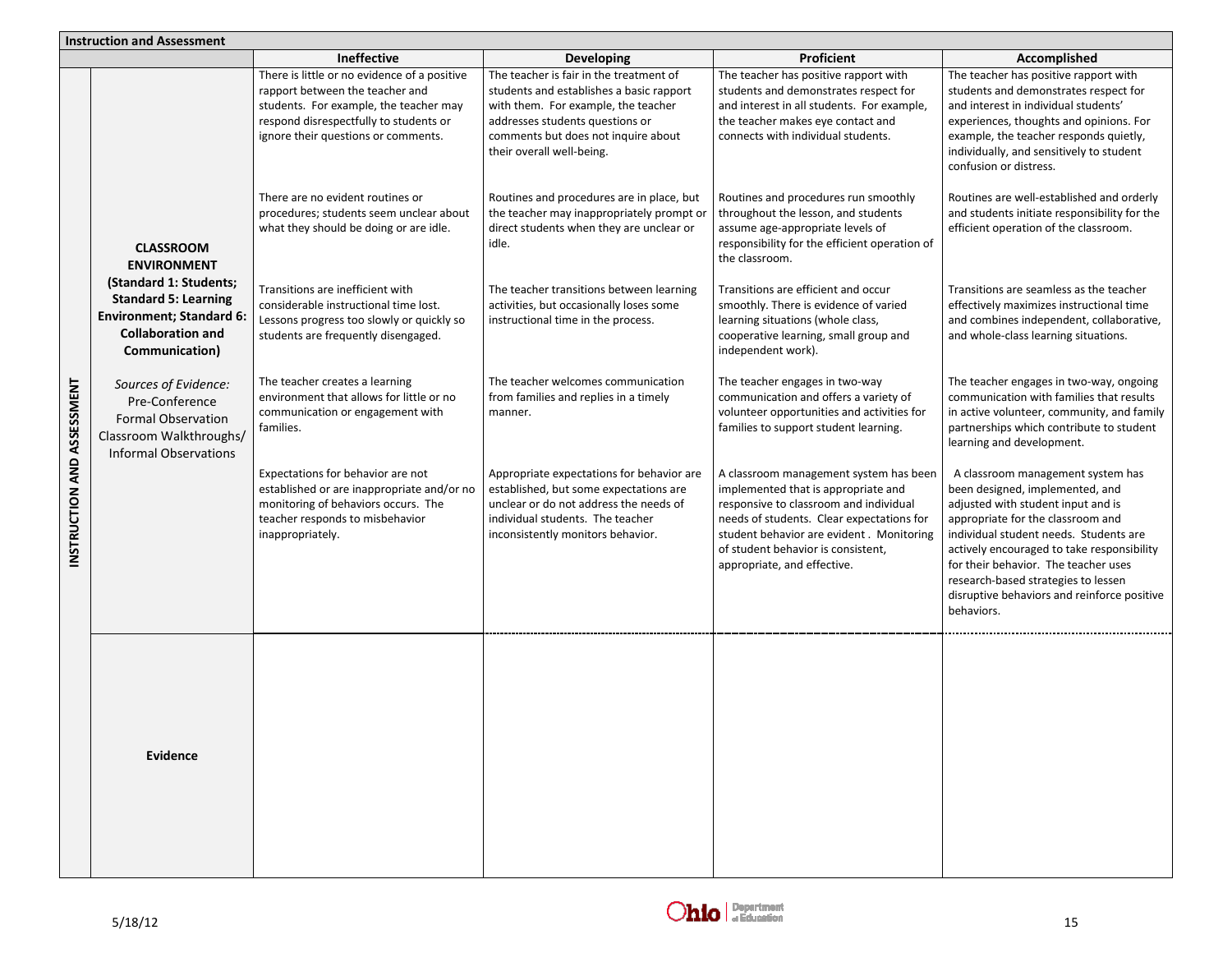**Instruction and Assessment**

| | | Ineffective | Developing | Proficient | Accomplished |
|---|---|---|---|---|---|
| INSTRUCTION AND ASSESSMENT | **CLASSROOM ENVIRONMENT (Standard 1: Students; Standard 5: Learning Environment; Standard 6: Collaboration and Communication)** *Sources of Evidence:* Pre-Conference Formal Observation Classroom Walkthroughs/ Informal Observations | There is little or no evidence of a positive rapport between the teacher and students. For example, the teacher may respond disrespectfully to students or ignore their questions or comments. | The teacher is fair in the treatment of students and establishes a basic rapport with them. For example, the teacher addresses students questions or comments but does not inquire about their overall well-being. | The teacher has positive rapport with students and demonstrates respect for and interest in all students. For example, the teacher makes eye contact and connects with individual students. | The teacher has positive rapport with students and demonstrates respect for and interest in individual students' experiences, thoughts and opinions. For example, the teacher responds quietly, individually, and sensitively to student confusion or distress. |
| | | There are no evident routines or procedures; students seem unclear about what they should be doing or are idle. | Routines and procedures are in place, but the teacher may inappropriately prompt or direct students when they are unclear or idle. | Routines and procedures run smoothly throughout the lesson, and students assume age-appropriate levels of responsibility for the efficient operation of the classroom. | Routines are well-established and orderly and students initiate responsibility for the efficient operation of the classroom. |
| | | Transitions are inefficient with considerable instructional time lost. Lessons progress too slowly or quickly so students are frequently disengaged. | The teacher transitions between learning activities, but occasionally loses some instructional time in the process. | Transitions are efficient and occur smoothly. There is evidence of varied learning situations (whole class, cooperative learning, small group and independent work). | Transitions are seamless as the teacher effectively maximizes instructional time and combines independent, collaborative, and whole-class learning situations. |
| | | The teacher creates a learning environment that allows for little or no communication or engagement with families. | The teacher welcomes communication from families and replies in a timely manner. | The teacher engages in two-way communication and offers a variety of volunteer opportunities and activities for families to support student learning. | The teacher engages in two-way, ongoing communication with families that results in active volunteer, community, and family partnerships which contribute to student learning and development. |
| | | Expectations for behavior are not established or are inappropriate and/or no monitoring of behaviors occurs. The teacher responds to misbehavior inappropriately. | Appropriate expectations for behavior are established, but some expectations are unclear or do not address the needs of individual students. The teacher inconsistently monitors behavior. | A classroom management system has been implemented that is appropriate and responsive to classroom and individual needs of students. Clear expectations for student behavior are evident . Monitoring of student behavior is consistent, appropriate, and effective. | A classroom management system has been designed, implemented, and adjusted with student input and is appropriate for the classroom and individual student needs. Students are actively encouraged to take responsibility for their behavior. The teacher uses research-based strategies to lessen disruptive behaviors and reinforce positive behaviors. |
| | **Evidence** | | | | |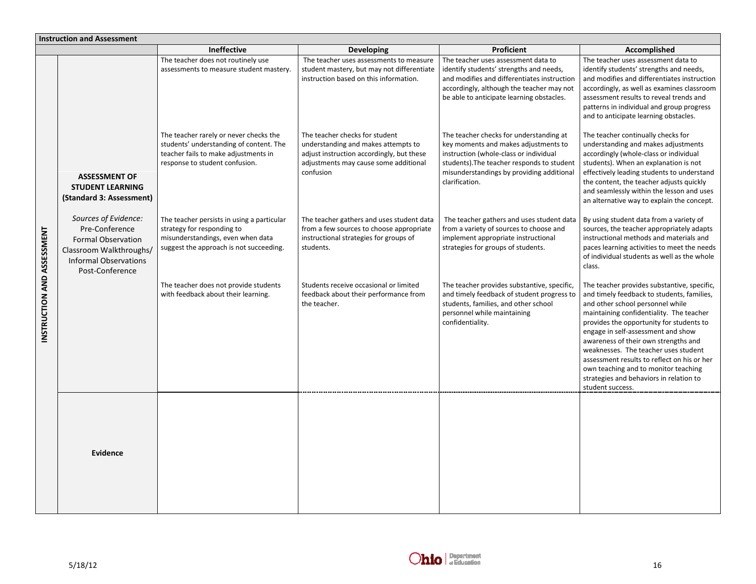## Instruction and Assessment

| | | Ineffective | Developing | Proficient | Accomplished |
|---|---|---|---|---|---|
| INSTRUCTION AND ASSESSMENT | **ASSESSMENT OF STUDENT LEARNING (Standard 3: Assessment)**<br><br>*Sources of Evidence:*<br>Pre-Conference<br>Formal Observation<br>Classroom Walkthroughs/<br>Informal Observations<br>Post-Conference | The teacher does not routinely use assessments to measure student mastery. | The teacher uses assessments to measure student mastery, but may not differentiate instruction based on this information. | The teacher uses assessment data to identify students' strengths and needs, and modifies and differentiates instruction accordingly, although the teacher may not be able to anticipate learning obstacles. | The teacher uses assessment data to identify students' strengths and needs, and modifies and differentiates instruction accordingly, as well as examines classroom assessment results to reveal trends and patterns in individual and group progress and to anticipate learning obstacles. |
| | | The teacher rarely or never checks the students' understanding of content. The teacher fails to make adjustments in response to student confusion. | The teacher checks for student understanding and makes attempts to adjust instruction accordingly, but these adjustments may cause some additional confusion | The teacher checks for understanding at key moments and makes adjustments to instruction (whole-class or individual students).The teacher responds to student misunderstandings by providing additional clarification. | The teacher continually checks for understanding and makes adjustments accordingly (whole-class or individual students). When an explanation is not effectively leading students to understand the content, the teacher adjusts quickly and seamlessly within the lesson and uses an alternative way to explain the concept. |
| | | The teacher persists in using a particular strategy for responding to misunderstandings, even when data suggest the approach is not succeeding. | The teacher gathers and uses student data from a few sources to choose appropriate instructional strategies for groups of students. | The teacher gathers and uses student data from a variety of sources to choose and implement appropriate instructional strategies for groups of students. | By using student data from a variety of sources, the teacher appropriately adapts instructional methods and materials and paces learning activities to meet the needs of individual students as well as the whole class. |
| | | The teacher does not provide students with feedback about their learning. | Students receive occasional or limited feedback about their performance from the teacher. | The teacher provides substantive, specific, and timely feedback of student progress to students, families, and other school personnel while maintaining confidentiality. | The teacher provides substantive, specific, and timely feedback to students, families, and other school personnel while maintaining confidentiality. The teacher provides the opportunity for students to engage in self-assessment and show awareness of their own strengths and weaknesses. The teacher uses student assessment results to reflect on his or her own teaching and to monitor teaching strategies and behaviors in relation to student success. |
| | **Evidence** | | | | |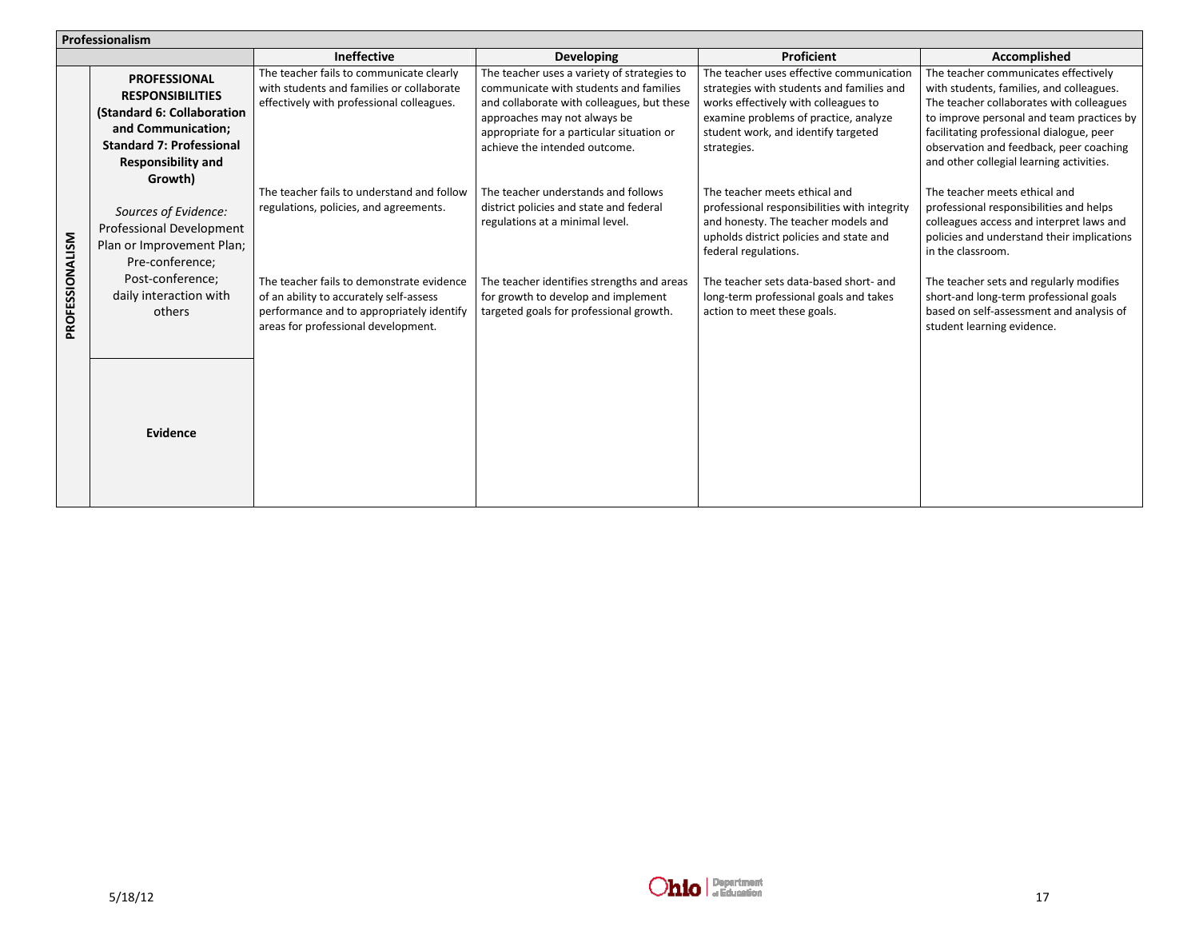| Professionalism | | | | | |
|---|---|---|---|---|---|
| | | **Ineffective** | **Developing** | **Proficient** | **Accomplished** |
| **PROFESSIONALISM** | **PROFESSIONAL RESPONSIBILITIES (Standard 6: Collaboration and Communication; Standard 7: Professional Responsibility and Growth)** *Sources of Evidence:* Professional Development Plan or Improvement Plan; Pre-conference; Post-conference; daily interaction with others | The teacher fails to communicate clearly with students and families or collaborate effectively with professional colleagues. | The teacher uses a variety of strategies to communicate with students and families and collaborate with colleagues, but these approaches may not always be appropriate for a particular situation or achieve the intended outcome. | The teacher uses effective communication strategies with students and families and works effectively with colleagues to examine problems of practice, analyze student work, and identify targeted strategies. | The teacher communicates effectively with students, families, and colleagues. The teacher collaborates with colleagues to improve personal and team practices by facilitating professional dialogue, peer observation and feedback, peer coaching and other collegial learning activities. |
| | | The teacher fails to understand and follow regulations, policies, and agreements. | The teacher understands and follows district policies and state and federal regulations at a minimal level. | The teacher meets ethical and professional responsibilities with integrity and honesty. The teacher models and upholds district policies and state and federal regulations. | The teacher meets ethical and professional responsibilities and helps colleagues access and interpret laws and policies and understand their implications in the classroom. |
| | | The teacher fails to demonstrate evidence of an ability to accurately self-assess performance and to appropriately identify areas for professional development. | The teacher identifies strengths and areas for growth to develop and implement targeted goals for professional growth. | The teacher sets data-based short- and long-term professional goals and takes action to meet these goals. | The teacher sets and regularly modifies short-and long-term professional goals based on self-assessment and analysis of student learning evidence. |
| | **Evidence** | | | | |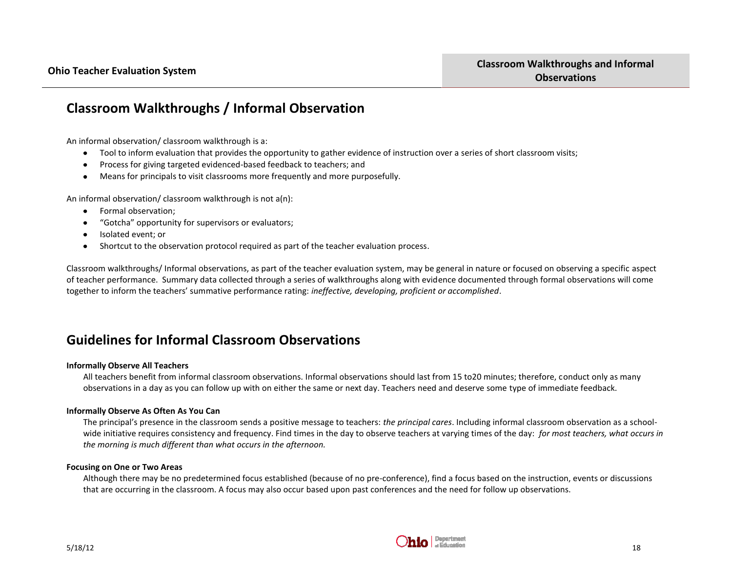## Classroom Walkthroughs / Informal Observation

An informal observation/ classroom walkthrough is a:

- Tool to inform evaluation that provides the opportunity to gather evidence of instruction over a series of short classroom visits;
- Process for giving targeted evidenced-based feedback to teachers; and
- Means for principals to visit classrooms more frequently and more purposefully.

An informal observation/ classroom walkthrough is not a(n):

- Formal observation;
- "Gotcha" opportunity for supervisors or evaluators;
- Isolated event; or
- Shortcut to the observation protocol required as part of the teacher evaluation process.

Classroom walkthroughs/ Informal observations, as part of the teacher evaluation system, may be general in nature or focused on observing a specific aspect of teacher performance. Summary data collected through a series of walkthroughs along with evidence documented through formal observations will come together to inform the teachers' summative performance rating: *ineffective, developing, proficient or accomplished*.

## Guidelines for Informal Classroom Observations

**Informally Observe All Teachers**

All teachers benefit from informal classroom observations. Informal observations should last from 15 to20 minutes; therefore, conduct only as many observations in a day as you can follow up with on either the same or next day. Teachers need and deserve some type of immediate feedback.

**Informally Observe As Often As You Can**

The principal's presence in the classroom sends a positive message to teachers: *the principal cares*. Including informal classroom observation as a school-wide initiative requires consistency and frequency. Find times in the day to observe teachers at varying times of the day: *for most teachers, what occurs in the morning is much different than what occurs in the afternoon.*

**Focusing on One or Two Areas**

Although there may be no predetermined focus established (because of no pre-conference), find a focus based on the instruction, events or discussions that are occurring in the classroom. A focus may also occur based upon past conferences and the need for follow up observations.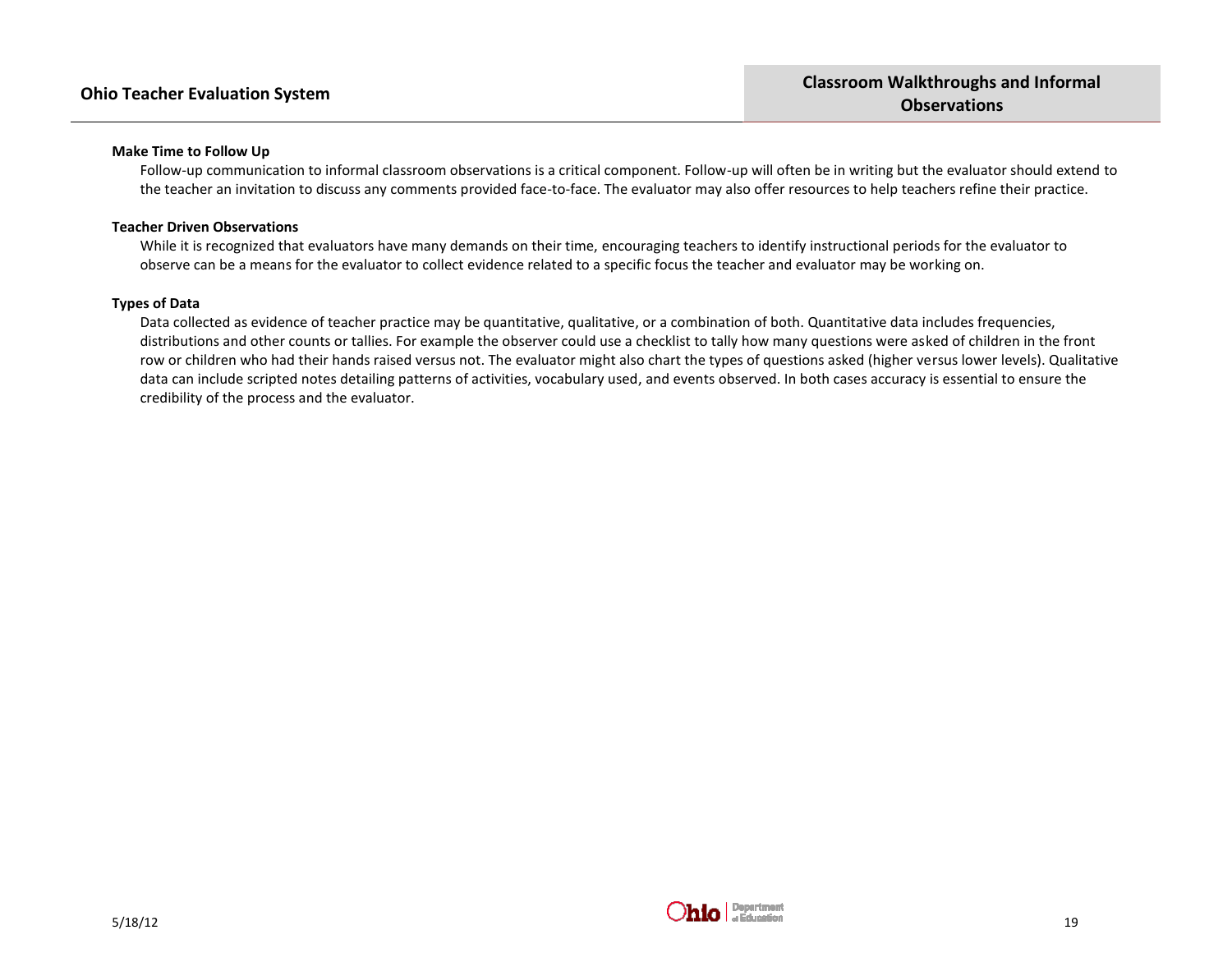**Make Time to Follow Up**

Follow-up communication to informal classroom observations is a critical component. Follow-up will often be in writing but the evaluator should extend to the teacher an invitation to discuss any comments provided face-to-face. The evaluator may also offer resources to help teachers refine their practice.

**Teacher Driven Observations**

While it is recognized that evaluators have many demands on their time, encouraging teachers to identify instructional periods for the evaluator to observe can be a means for the evaluator to collect evidence related to a specific focus the teacher and evaluator may be working on.

**Types of Data**

Data collected as evidence of teacher practice may be quantitative, qualitative, or a combination of both. Quantitative data includes frequencies, distributions and other counts or tallies. For example the observer could use a checklist to tally how many questions were asked of children in the front row or children who had their hands raised versus not. The evaluator might also chart the types of questions asked (higher versus lower levels). Qualitative data can include scripted notes detailing patterns of activities, vocabulary used, and events observed. In both cases accuracy is essential to ensure the credibility of the process and the evaluator.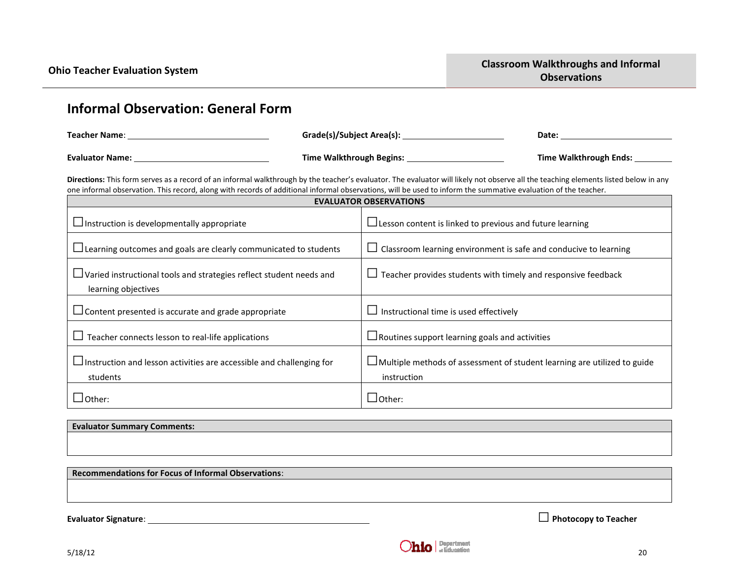# Informal Observation: General Form

**Teacher Name**: ______________________ **Grade(s)/Subject Area(s):** ________________ **Date:** ________________

**Evaluator Name:** ______________________ **Time Walkthrough Begins:** ________________ **Time Walkthrough Ends:** ________

**Directions:** This form serves as a record of an informal walkthrough by the teacher's evaluator. The evaluator will likely not observe all the teaching elements listed below in any one informal observation. This record, along with records of additional informal observations, will be used to inform the summative evaluation of the teacher.

| **EVALUATOR OBSERVATIONS** | |
|---|---|
| ☐ Instruction is developmentally appropriate | ☐ Lesson content is linked to previous and future learning |
| ☐ Learning outcomes and goals are clearly communicated to students | ☐ Classroom learning environment is safe and conducive to learning |
| ☐ Varied instructional tools and strategies reflect student needs and learning objectives | ☐ Teacher provides students with timely and responsive feedback |
| ☐ Content presented is accurate and grade appropriate | ☐ Instructional time is used effectively |
| ☐ Teacher connects lesson to real-life applications | ☐ Routines support learning goals and activities |
| ☐ Instruction and lesson activities are accessible and challenging for students | ☐ Multiple methods of assessment of student learning are utilized to guide instruction |
| ☐ Other: | ☐ Other: |

| **Evaluator Summary Comments:** |
|---|
| |

| **Recommendations for Focus of Informal Observations**: |
|---|
| |

**Evaluator Signature**: ________________________________________ ☐ **Photocopy to Teacher**

5/18/12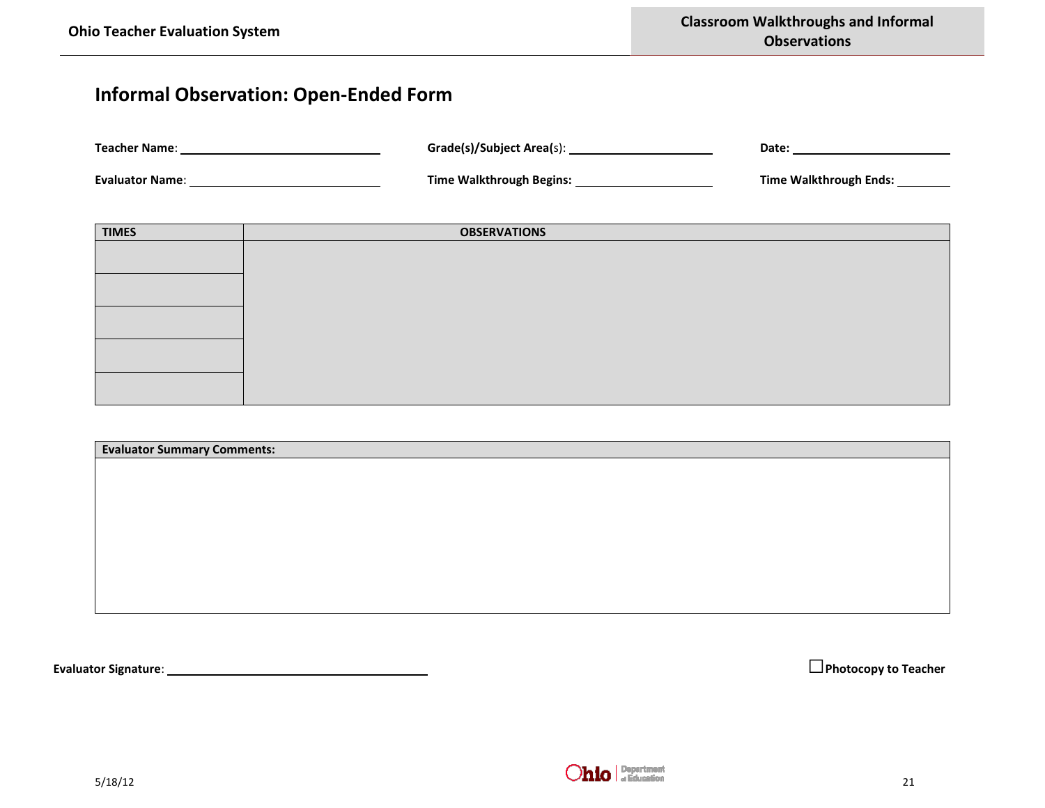## Informal Observation: Open-Ended Form

**Teacher Name**: ______________________ **Grade(s)/Subject Area(s)**: ____________________ **Date:** ____________________

**Evaluator Name**: ______________________ **Time Walkthrough Begins:** ____________________ **Time Walkthrough Ends:** ________

| TIMES | OBSERVATIONS |
|---|---|
| | |
| | |
| | |
| | |
| | |

| Evaluator Summary Comments: |
|---|
| |

**Evaluator Signature**: ______________________________

☐ **Photocopy to Teacher**

5/18/12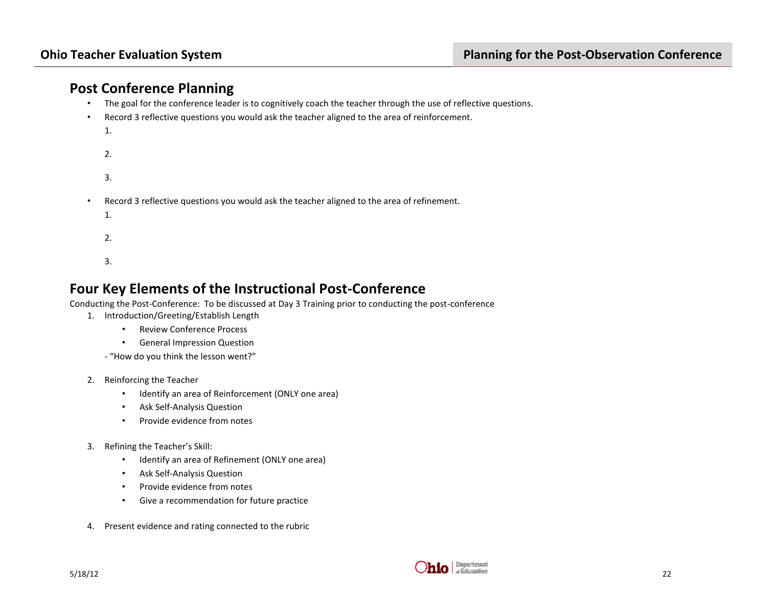## Post Conference Planning

- The goal for the conference leader is to cognitively coach the teacher through the use of reflective questions.
- Record 3 reflective questions you would ask the teacher aligned to the area of reinforcement.

  1.

  2.

  3.

- Record 3 reflective questions you would ask the teacher aligned to the area of refinement.

  1.

  2.

  3.

## Four Key Elements of the Instructional Post-Conference

Conducting the Post-Conference: To be discussed at Day 3 Training prior to conducting the post-conference

1. Introduction/Greeting/Establish Length
   - Review Conference Process
   - General Impression Question

   - "How do you think the lesson went?"

2. Reinforcing the Teacher
   - Identify an area of Reinforcement (ONLY one area)
   - Ask Self-Analysis Question
   - Provide evidence from notes

3. Refining the Teacher's Skill:
   - Identify an area of Refinement (ONLY one area)
   - Ask Self-Analysis Question
   - Provide evidence from notes
   - Give a recommendation for future practice

4. Present evidence and rating connected to the rubric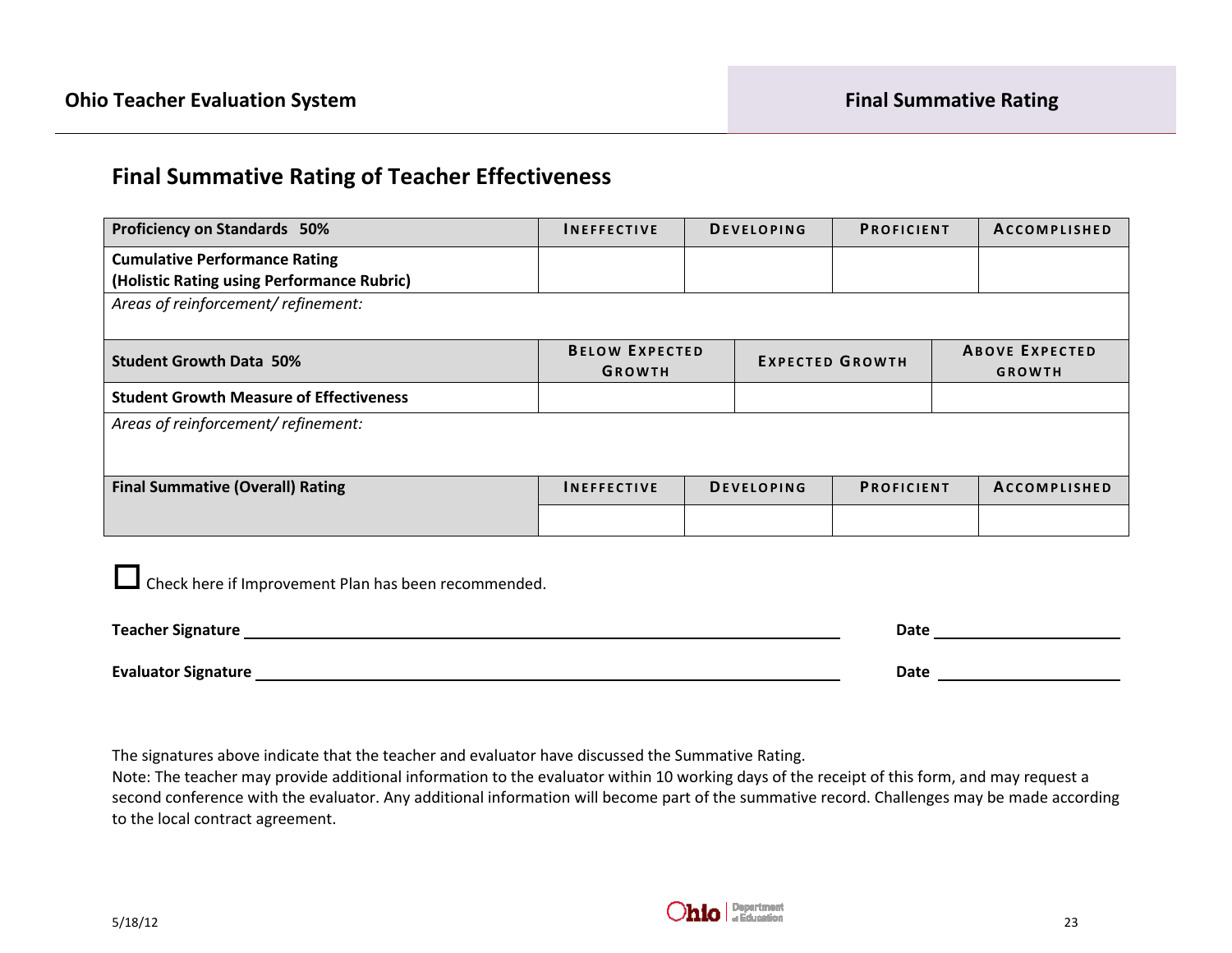## Final Summative Rating of Teacher Effectiveness

| Proficiency on Standards 50% | INEFFECTIVE | DEVELOPING | PROFICIENT | ACCOMPLISHED |
|---|---|---|---|---|
| **Cumulative Performance Rating (Holistic Rating using Performance Rubric)** | | | | |
| *Areas of reinforcement/ refinement:* | | | | |

| Student Growth Data 50% | BELOW EXPECTED GROWTH | EXPECTED GROWTH | ABOVE EXPECTED GROWTH |
|---|---|---|---|
| **Student Growth Measure of Effectiveness** | | | |
| *Areas of reinforcement/ refinement:* | | | |

| Final Summative (Overall) Rating | INEFFECTIVE | DEVELOPING | PROFICIENT | ACCOMPLISHED |
|---|---|---|---|---|
| | | | | |

☐ Check here if Improvement Plan has been recommended.

**Teacher Signature** ______________________________ **Date** ______________

**Evaluator Signature** ______________________________ **Date** ______________

The signatures above indicate that the teacher and evaluator have discussed the Summative Rating.
Note: The teacher may provide additional information to the evaluator within 10 working days of the receipt of this form, and may request a second conference with the evaluator. Any additional information will become part of the summative record. Challenges may be made according to the local contract agreement.